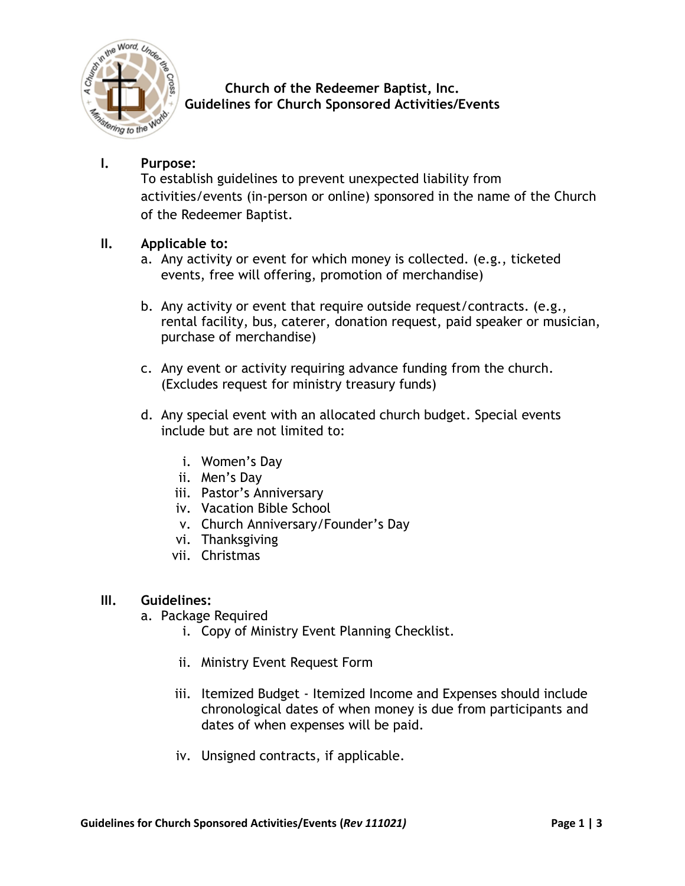# Church of the Redeemer Baptist, Inc.
## Guidelines for Church Sponsored Activities/Events

I. **Purpose:**

To establish guidelines to prevent unexpected liability from activities/events (in-person or online) sponsored in the name of the Church of the Redeemer Baptist.

II. **Applicable to:**

a. Any activity or event for which money is collected. (e.g., ticketed events, free will offering, promotion of merchandise)

b. Any activity or event that require outside request/contracts. (e.g., rental facility, bus, caterer, donation request, paid speaker or musician, purchase of merchandise)

c. Any event or activity requiring advance funding from the church. (Excludes request for ministry treasury funds)

d. Any special event with an allocated church budget. Special events include but are not limited to:

   i. Women's Day
   ii. Men's Day
   iii. Pastor's Anniversary
   iv. Vacation Bible School
   v. Church Anniversary/Founder's Day
   vi. Thanksgiving
   vii. Christmas

III. **Guidelines:**

a. Package Required

   i. Copy of Ministry Event Planning Checklist.

   ii. Ministry Event Request Form

   iii. Itemized Budget - Itemized Income and Expenses should include chronological dates of when money is due from participants and dates of when expenses will be paid.

   iv. Unsigned contracts, if applicable.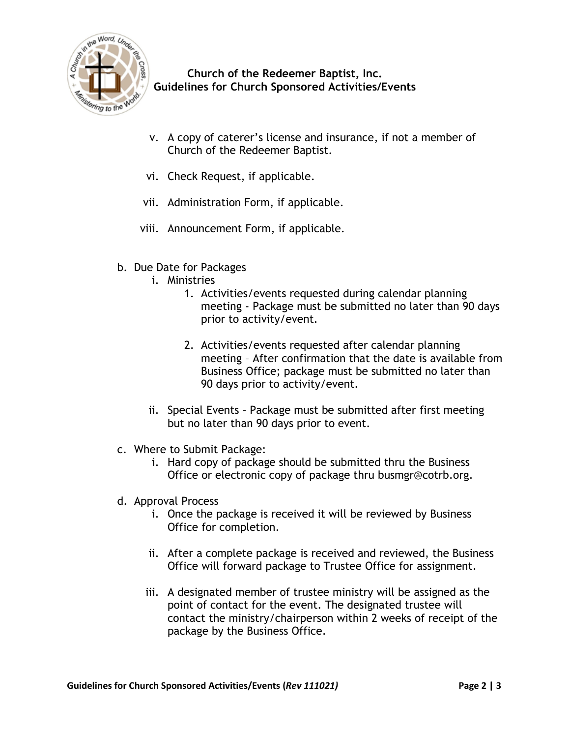**Church of the Redeemer Baptist, Inc.**
**Guidelines for Church Sponsored Activities/Events**

v. A copy of caterer's license and insurance, if not a member of Church of the Redeemer Baptist.

vi. Check Request, if applicable.

vii. Administration Form, if applicable.

viii. Announcement Form, if applicable.

b. Due Date for Packages

   i. Ministries

      1. Activities/events requested during calendar planning meeting - Package must be submitted no later than 90 days prior to activity/event.

      2. Activities/events requested after calendar planning meeting – After confirmation that the date is available from Business Office; package must be submitted no later than 90 days prior to activity/event.

   ii. Special Events – Package must be submitted after first meeting but no later than 90 days prior to event.

c. Where to Submit Package:

   i. Hard copy of package should be submitted thru the Business Office or electronic copy of package thru busmgr@cotrb.org.

d. Approval Process

   i. Once the package is received it will be reviewed by Business Office for completion.

   ii. After a complete package is received and reviewed, the Business Office will forward package to Trustee Office for assignment.

   iii. A designated member of trustee ministry will be assigned as the point of contact for the event. The designated trustee will contact the ministry/chairperson within 2 weeks of receipt of the package by the Business Office.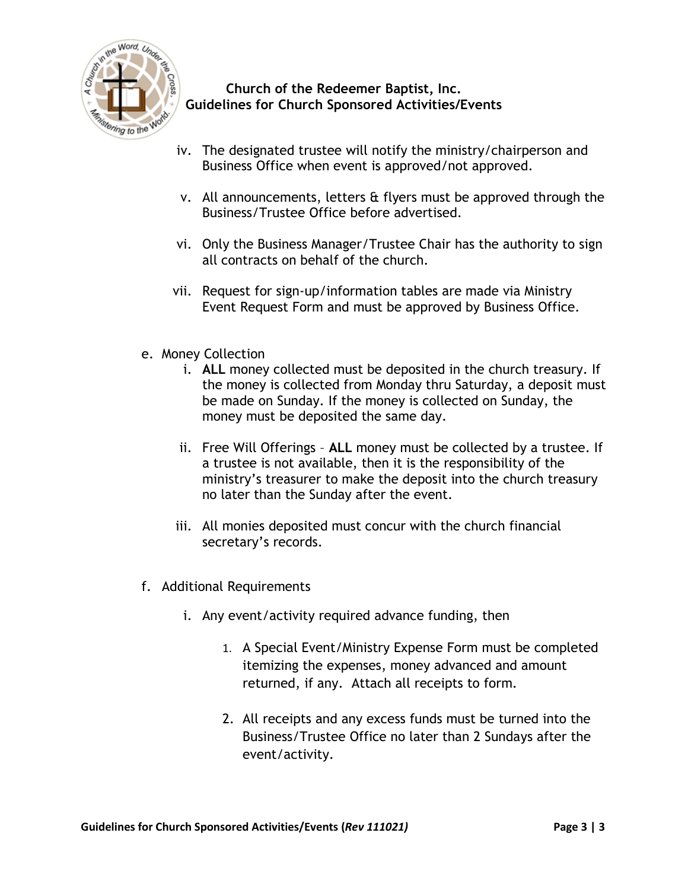**Church of the Redeemer Baptist, Inc.**
**Guidelines for Church Sponsored Activities/Events**

iv. The designated trustee will notify the ministry/chairperson and Business Office when event is approved/not approved.

v. All announcements, letters & flyers must be approved through the Business/Trustee Office before advertised.

vi. Only the Business Manager/Trustee Chair has the authority to sign all contracts on behalf of the church.

vii. Request for sign-up/information tables are made via Ministry Event Request Form and must be approved by Business Office.

e. Money Collection

i. **ALL** money collected must be deposited in the church treasury. If the money is collected from Monday thru Saturday, a deposit must be made on Sunday. If the money is collected on Sunday, the money must be deposited the same day.

ii. Free Will Offerings – **ALL** money must be collected by a trustee. If a trustee is not available, then it is the responsibility of the ministry's treasurer to make the deposit into the church treasury no later than the Sunday after the event.

iii. All monies deposited must concur with the church financial secretary's records.

f. Additional Requirements

i. Any event/activity required advance funding, then

1. A Special Event/Ministry Expense Form must be completed itemizing the expenses, money advanced and amount returned, if any. Attach all receipts to form.

2. All receipts and any excess funds must be turned into the Business/Trustee Office no later than 2 Sundays after the event/activity.